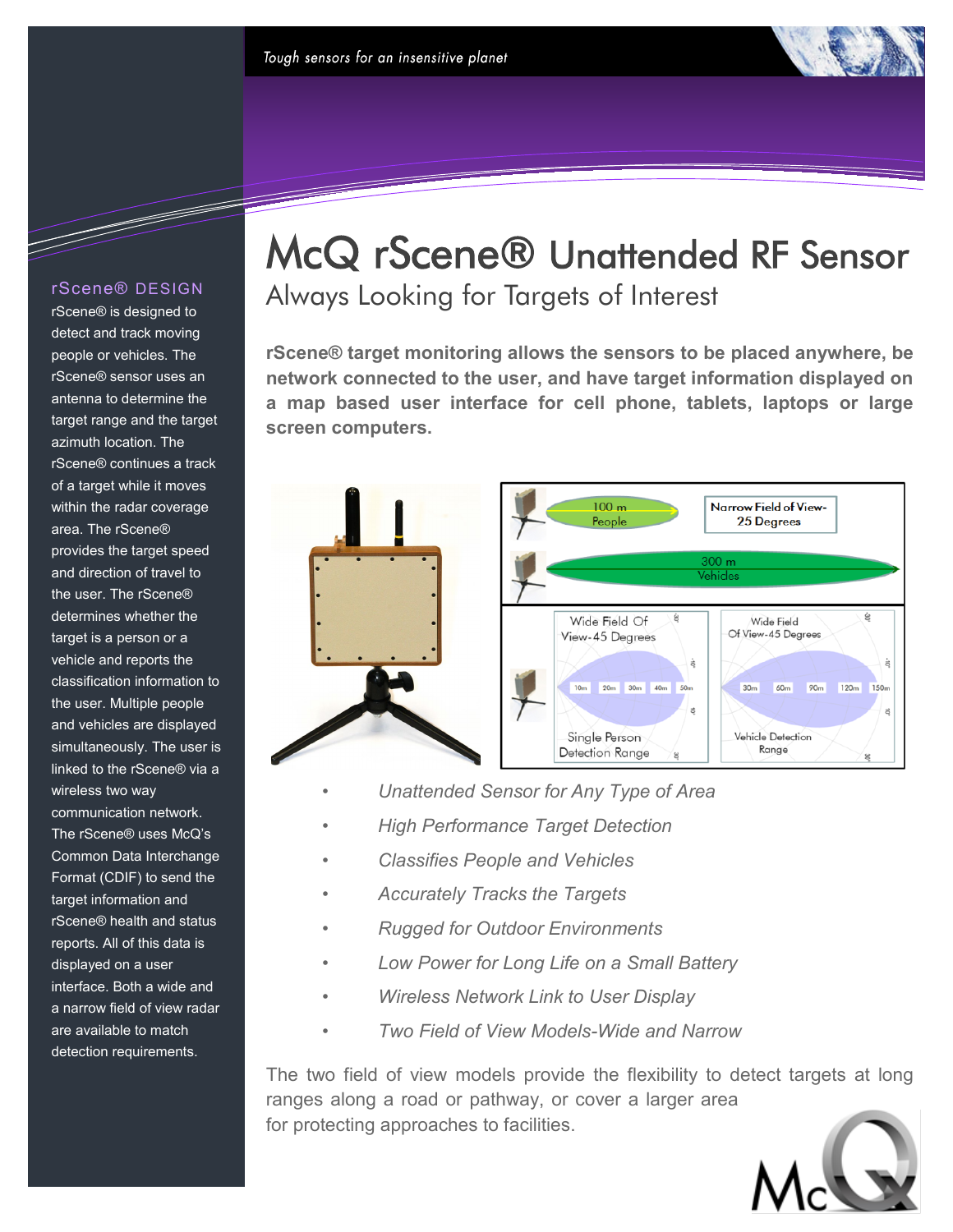Tough sensors for an insensitive planet

# McQ rScene® Unattended RF Sensor

## Always Looking for Targets of Interest

**rScene® target monitoring allows the sensors to be placed anywhere, be network connected to the user, and have target information displayed on a map based user interface for cell phone, tablets, laptops or large screen computers.**

### rScene® DESIGN

rScene® is designed to detect and track moving people or vehicles. The rScene® sensor uses an antenna to determine the target range and the target azimuth location. The rScene® continues a track of a target while it moves within the radar coverage area. The rScene® provides the target speed and direction of travel to the user. The rScene® determines whether the target is a person or a vehicle and reports the classification information to the user. Multiple people and vehicles are displayed simultaneously. The user is linked to the rScene® via a wireless two way communication network. The rScene® uses McQ's Common Data Interchange Format (CDIF) to send the target information and rScene® health and status reports. All of this data is displayed on a user interface. Both a wide and a narrow field of view radar are available to match detection requirements.

100 m People

Narrow Field of View-25 Degrees

300 m Vehicles

Wide Field Of View-45 Degrees

10m 20m 30m 40m 50m

Single Person Detection Range

Wide Field Of View-45 Degrees

30m 60m 90m 120m 150m

Vehicle Detection Range

- *Unattended Sensor for Any Type of Area*
- *High Performance Target Detection*
- *Classifies People and Vehicles*
- *Accurately Tracks the Targets*
- *Rugged for Outdoor Environments*
- *Low Power for Long Life on a Small Battery*
- *Wireless Network Link to User Display*
- *Two Field of View Models-Wide and Narrow*

The two field of view models provide the flexibility to detect targets at long ranges along a road or pathway, or cover a larger area for protecting approaches to facilities.

McQ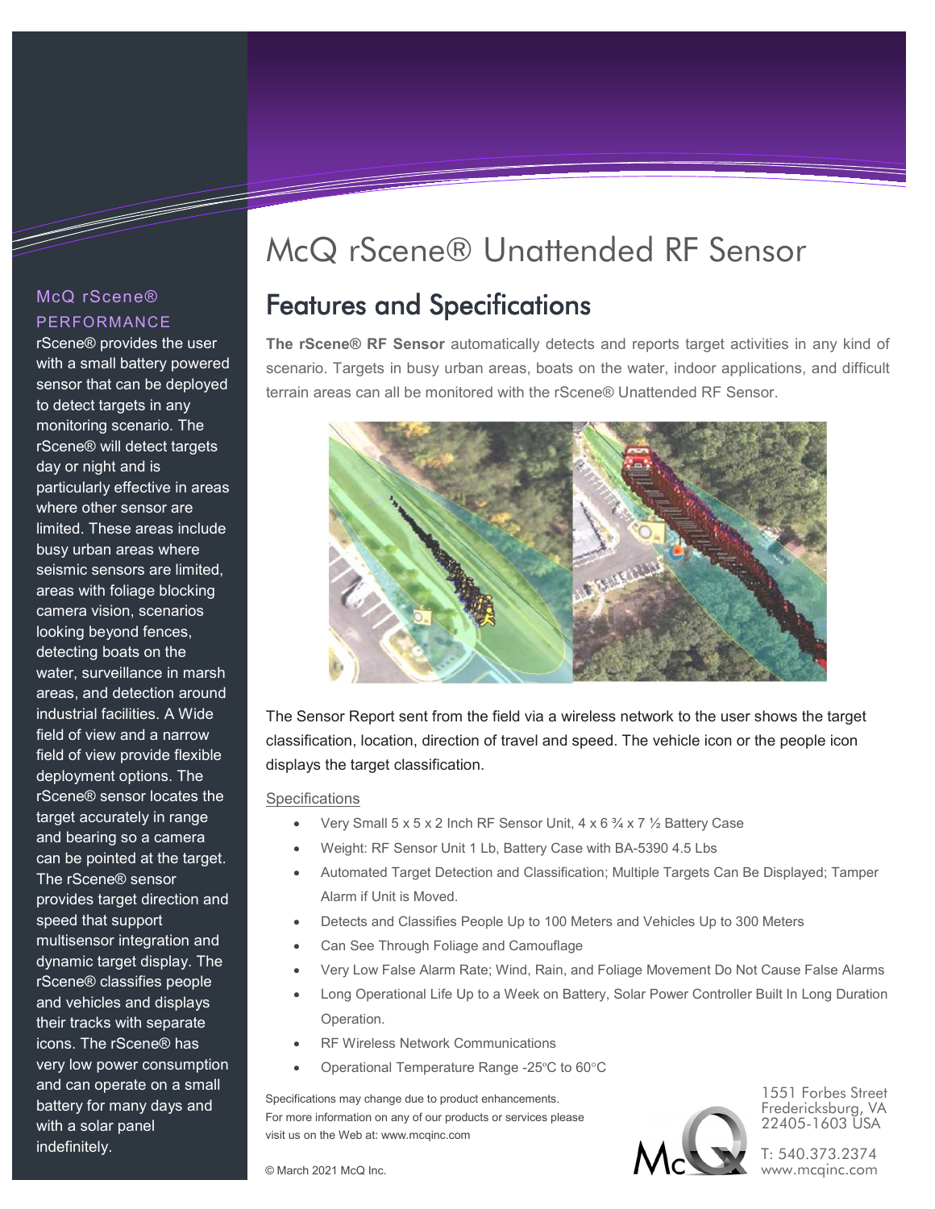# McQ rScene® Unattended RF Sensor

## Features and Specifications

**The rScene® RF Sensor** automatically detects and reports target activities in any kind of scenario. Targets in busy urban areas, boats on the water, indoor applications, and difficult terrain areas can all be monitored with the rScene® Unattended RF Sensor.

The Sensor Report sent from the field via a wireless network to the user shows the target classification, location, direction of travel and speed. The vehicle icon or the people icon displays the target classification.

Specifications

- Very Small 5 x 5 x 2 Inch RF Sensor Unit, 4 x 6 ¾ x 7 ½ Battery Case
- Weight: RF Sensor Unit 1 Lb, Battery Case with BA-5390 4.5 Lbs
- Automated Target Detection and Classification; Multiple Targets Can Be Displayed; Tamper Alarm if Unit is Moved.
- Detects and Classifies People Up to 100 Meters and Vehicles Up to 300 Meters
- Can See Through Foliage and Camouflage
- Very Low False Alarm Rate; Wind, Rain, and Foliage Movement Do Not Cause False Alarms
- Long Operational Life Up to a Week on Battery, Solar Power Controller Built In Long Duration Operation.
- RF Wireless Network Communications
- Operational Temperature Range -25ºC to 60°C

### McQ rScene® PERFORMANCE

rScene® provides the user with a small battery powered sensor that can be deployed to detect targets in any monitoring scenario. The rScene® will detect targets day or night and is particularly effective in areas where other sensor are limited. These areas include busy urban areas where seismic sensors are limited, areas with foliage blocking camera vision, scenarios looking beyond fences, detecting boats on the water, surveillance in marsh areas, and detection around industrial facilities. A Wide field of view and a narrow field of view provide flexible deployment options. The rScene® sensor locates the target accurately in range and bearing so a camera can be pointed at the target. The rScene® sensor provides target direction and speed that support multisensor integration and dynamic target display. The rScene® classifies people and vehicles and displays their tracks with separate icons. The rScene® has very low power consumption and can operate on a small battery for many days and with a solar panel indefinitely.

Specifications may change due to product enhancements.
For more information on any of our products or services please visit us on the Web at: www.mcqinc.com

© March 2021 McQ Inc.

1551 Forbes Street
Fredericksburg, VA
22405-1603 USA

T: 540.373.2374
www.mcqinc.com